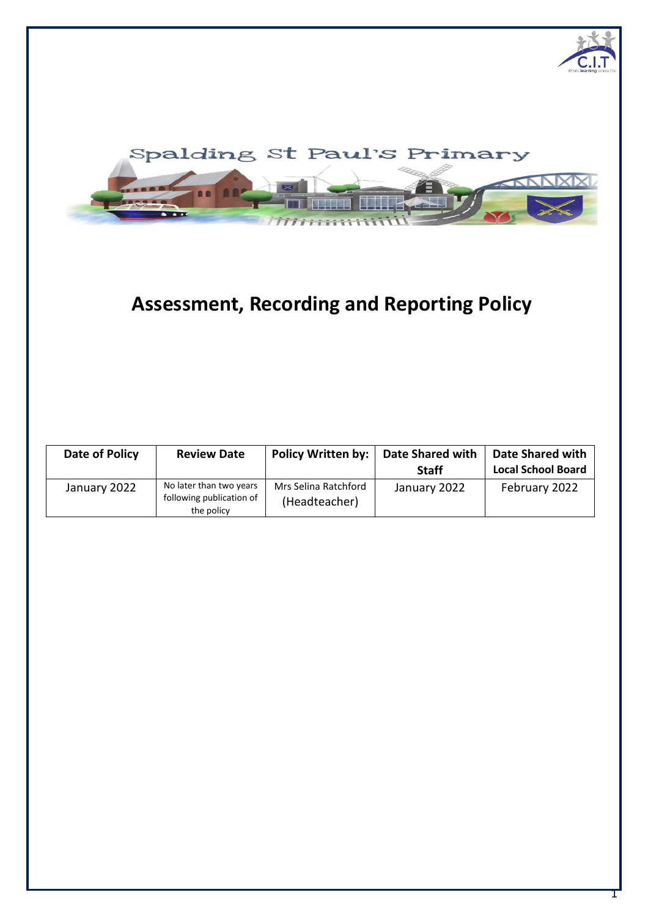Spalding St Paul's Primary

# Assessment, Recording and Reporting Policy

| Date of Policy | Review Date | Policy Written by: | Date Shared with Staff | Date Shared with Local School Board |
|---|---|---|---|---|
| January 2022 | No later than two years following publication of the policy | Mrs Selina Ratchford (Headteacher) | January 2022 | February 2022 |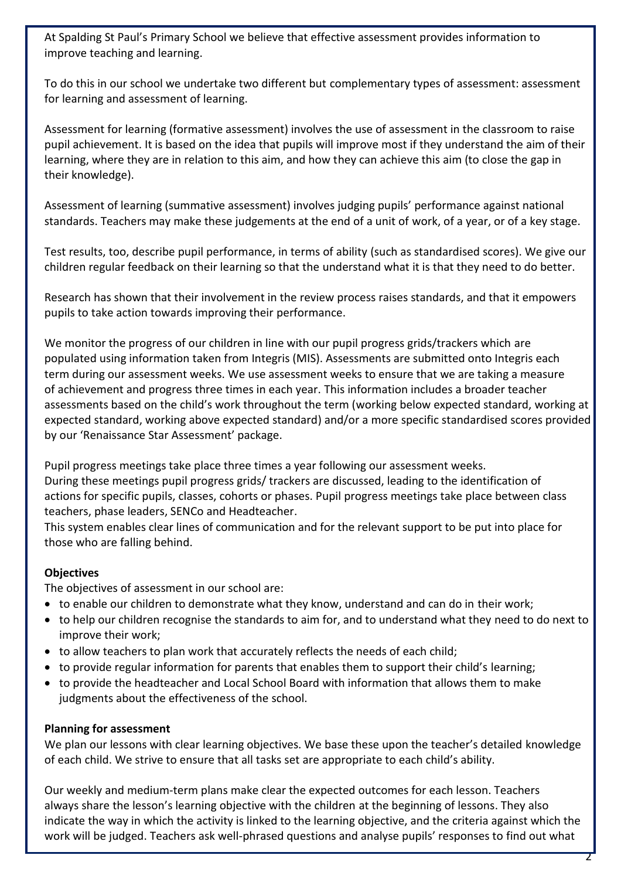At Spalding St Paul's Primary School we believe that effective assessment provides information to improve teaching and learning.

To do this in our school we undertake two different but complementary types of assessment: assessment for learning and assessment of learning.

Assessment for learning (formative assessment) involves the use of assessment in the classroom to raise pupil achievement. It is based on the idea that pupils will improve most if they understand the aim of their learning, where they are in relation to this aim, and how they can achieve this aim (to close the gap in their knowledge).

Assessment of learning (summative assessment) involves judging pupils' performance against national standards. Teachers may make these judgements at the end of a unit of work, of a year, or of a key stage.

Test results, too, describe pupil performance, in terms of ability (such as standardised scores). We give our children regular feedback on their learning so that the understand what it is that they need to do better.

Research has shown that their involvement in the review process raises standards, and that it empowers pupils to take action towards improving their performance.

We monitor the progress of our children in line with our pupil progress grids/trackers which are populated using information taken from Integris (MIS). Assessments are submitted onto Integris each term during our assessment weeks. We use assessment weeks to ensure that we are taking a measure of achievement and progress three times in each year. This information includes a broader teacher assessments based on the child's work throughout the term (working below expected standard, working at expected standard, working above expected standard) and/or a more specific standardised scores provided by our 'Renaissance Star Assessment' package.

Pupil progress meetings take place three times a year following our assessment weeks.
During these meetings pupil progress grids/ trackers are discussed, leading to the identification of actions for specific pupils, classes, cohorts or phases. Pupil progress meetings take place between class teachers, phase leaders, SENCo and Headteacher.
This system enables clear lines of communication and for the relevant support to be put into place for those who are falling behind.

**Objectives**

The objectives of assessment in our school are:

- to enable our children to demonstrate what they know, understand and can do in their work;
- to help our children recognise the standards to aim for, and to understand what they need to do next to improve their work;
- to allow teachers to plan work that accurately reflects the needs of each child;
- to provide regular information for parents that enables them to support their child's learning;
- to provide the headteacher and Local School Board with information that allows them to make judgments about the effectiveness of the school.

**Planning for assessment**

We plan our lessons with clear learning objectives. We base these upon the teacher's detailed knowledge of each child. We strive to ensure that all tasks set are appropriate to each child's ability.

Our weekly and medium-term plans make clear the expected outcomes for each lesson. Teachers always share the lesson's learning objective with the children at the beginning of lessons. They also indicate the way in which the activity is linked to the learning objective, and the criteria against which the work will be judged. Teachers ask well-phrased questions and analyse pupils' responses to find out what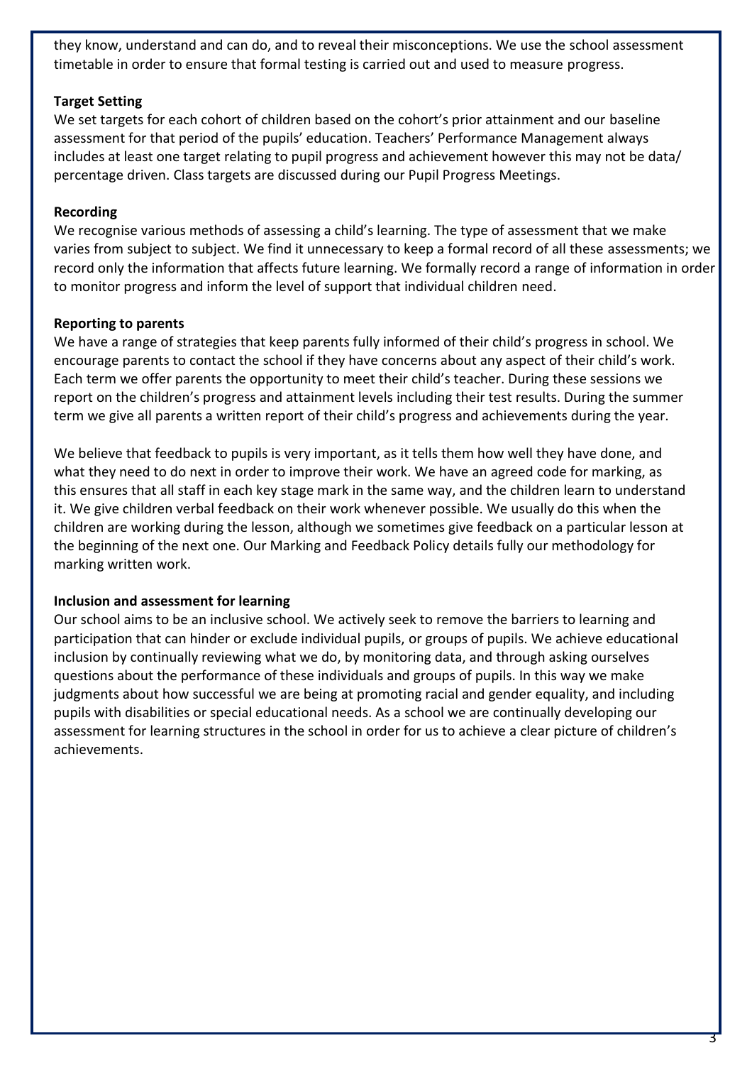they know, understand and can do, and to reveal their misconceptions. We use the school assessment timetable in order to ensure that formal testing is carried out and used to measure progress.

**Target Setting**

We set targets for each cohort of children based on the cohort's prior attainment and our baseline assessment for that period of the pupils' education. Teachers' Performance Management always includes at least one target relating to pupil progress and achievement however this may not be data/ percentage driven. Class targets are discussed during our Pupil Progress Meetings.

**Recording**

We recognise various methods of assessing a child's learning. The type of assessment that we make varies from subject to subject. We find it unnecessary to keep a formal record of all these assessments; we record only the information that affects future learning. We formally record a range of information in order to monitor progress and inform the level of support that individual children need.

**Reporting to parents**

We have a range of strategies that keep parents fully informed of their child's progress in school. We encourage parents to contact the school if they have concerns about any aspect of their child's work. Each term we offer parents the opportunity to meet their child's teacher. During these sessions we report on the children's progress and attainment levels including their test results. During the summer term we give all parents a written report of their child's progress and achievements during the year.

We believe that feedback to pupils is very important, as it tells them how well they have done, and what they need to do next in order to improve their work. We have an agreed code for marking, as this ensures that all staff in each key stage mark in the same way, and the children learn to understand it. We give children verbal feedback on their work whenever possible. We usually do this when the children are working during the lesson, although we sometimes give feedback on a particular lesson at the beginning of the next one. Our Marking and Feedback Policy details fully our methodology for marking written work.

**Inclusion and assessment for learning**

Our school aims to be an inclusive school. We actively seek to remove the barriers to learning and participation that can hinder or exclude individual pupils, or groups of pupils. We achieve educational inclusion by continually reviewing what we do, by monitoring data, and through asking ourselves questions about the performance of these individuals and groups of pupils. In this way we make judgments about how successful we are being at promoting racial and gender equality, and including pupils with disabilities or special educational needs. As a school we are continually developing our assessment for learning structures in the school in order for us to achieve a clear picture of children's achievements.